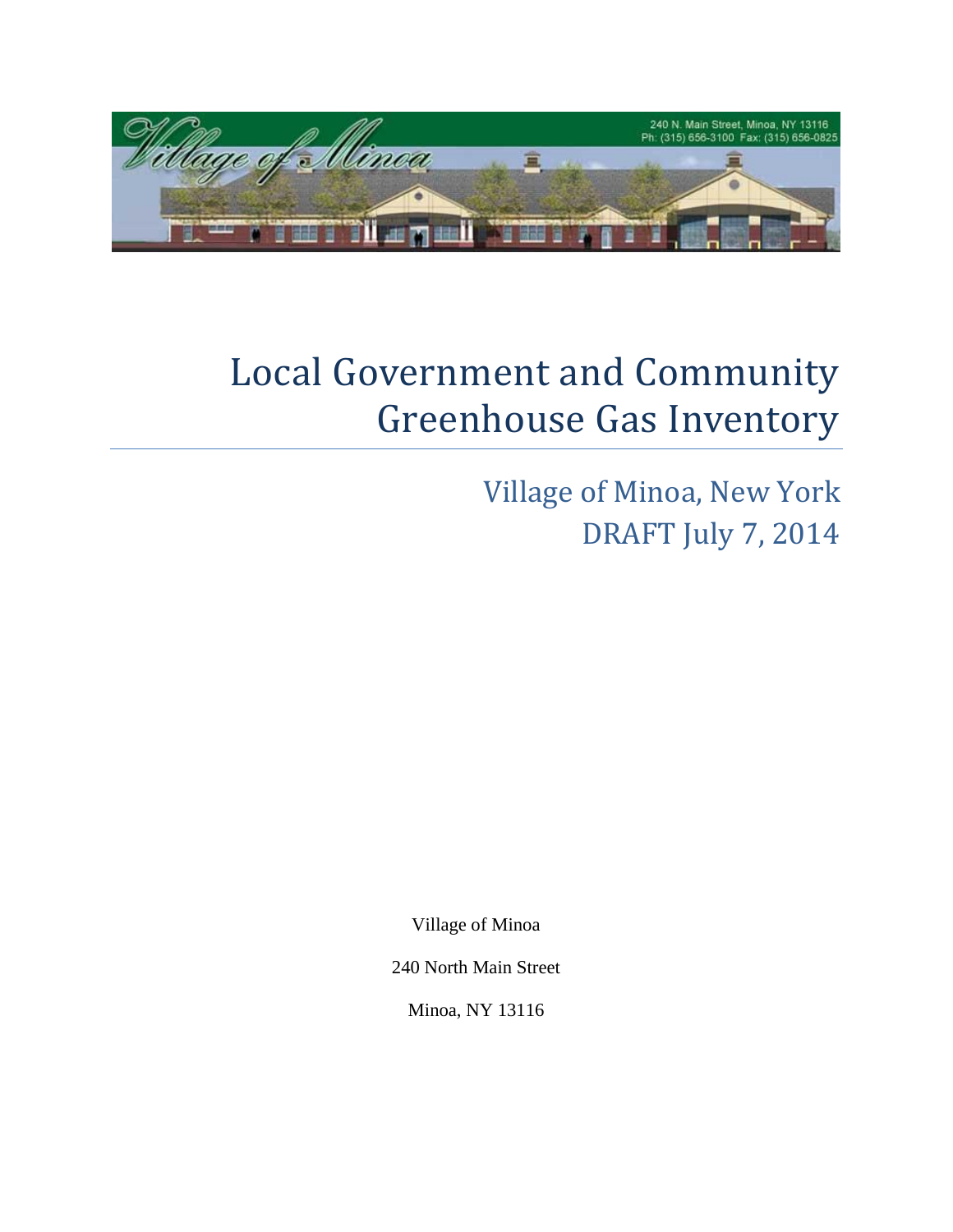# Local Government and Community Greenhouse Gas Inventory

## Village of Minoa, New York
## DRAFT July 7, 2014

Village of Minoa

240 North Main Street

Minoa, NY 13116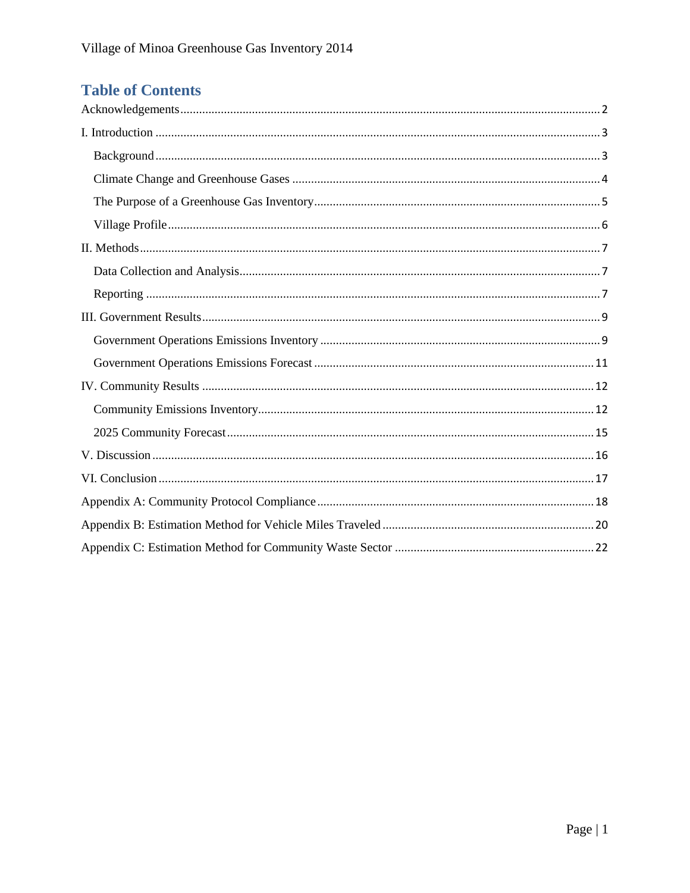# Table of Contents

Acknowledgements .......... 2

I. Introduction .......... 3

- Background .......... 3
- Climate Change and Greenhouse Gases .......... 4
- The Purpose of a Greenhouse Gas Inventory .......... 5
- Village Profile .......... 6

II. Methods .......... 7

- Data Collection and Analysis .......... 7
- Reporting .......... 7

III. Government Results .......... 9

- Government Operations Emissions Inventory .......... 9
- Government Operations Emissions Forecast .......... 11

IV. Community Results .......... 12

- Community Emissions Inventory .......... 12
- 2025 Community Forecast .......... 15

V. Discussion .......... 16

VI. Conclusion .......... 17

Appendix A: Community Protocol Compliance .......... 18

Appendix B: Estimation Method for Vehicle Miles Traveled .......... 20

Appendix C: Estimation Method for Community Waste Sector .......... 22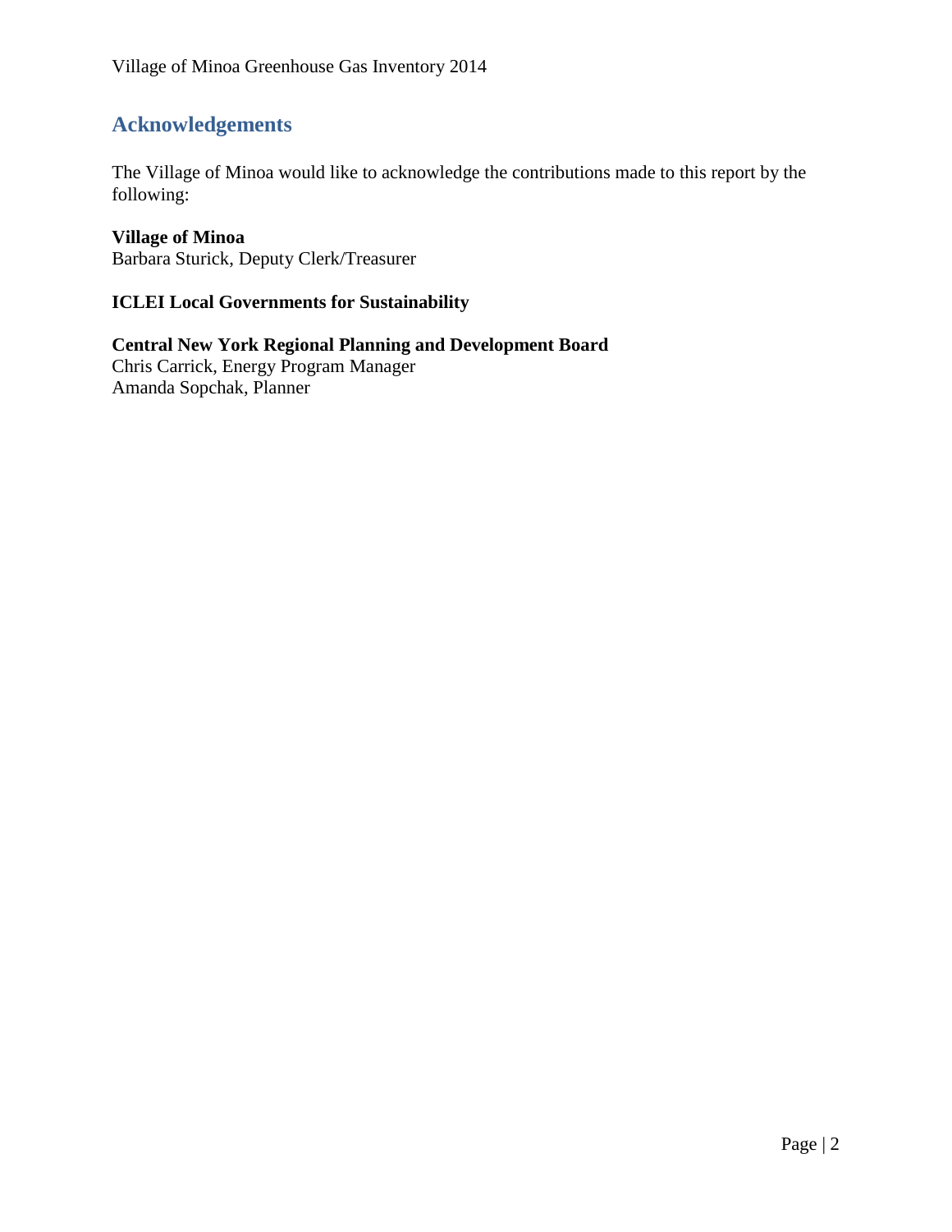## Acknowledgements

The Village of Minoa would like to acknowledge the contributions made to this report by the following:

**Village of Minoa**
Barbara Sturick, Deputy Clerk/Treasurer

**ICLEI Local Governments for Sustainability**

**Central New York Regional Planning and Development Board**
Chris Carrick, Energy Program Manager
Amanda Sopchak, Planner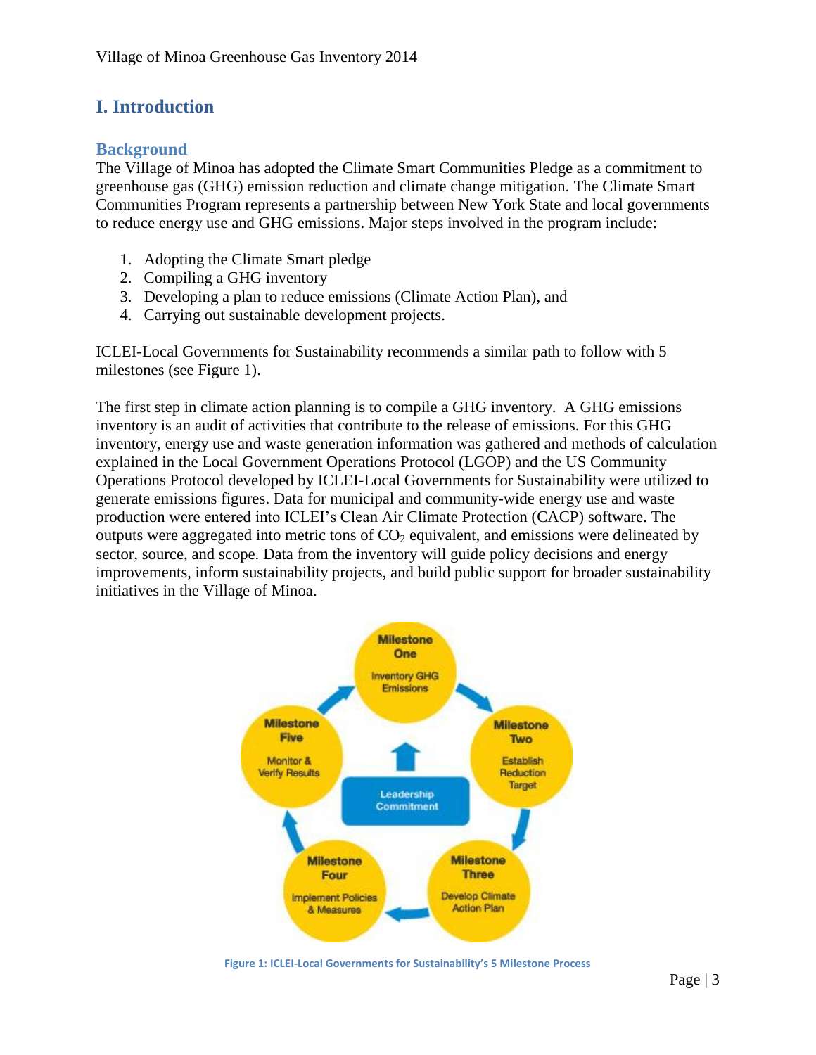# I. Introduction

## Background

The Village of Minoa has adopted the Climate Smart Communities Pledge as a commitment to greenhouse gas (GHG) emission reduction and climate change mitigation. The Climate Smart Communities Program represents a partnership between New York State and local governments to reduce energy use and GHG emissions. Major steps involved in the program include:

1. Adopting the Climate Smart pledge
2. Compiling a GHG inventory
3. Developing a plan to reduce emissions (Climate Action Plan), and
4. Carrying out sustainable development projects.

ICLEI-Local Governments for Sustainability recommends a similar path to follow with 5 milestones (see Figure 1).

The first step in climate action planning is to compile a GHG inventory. A GHG emissions inventory is an audit of activities that contribute to the release of emissions. For this GHG inventory, energy use and waste generation information was gathered and methods of calculation explained in the Local Government Operations Protocol (LGOP) and the US Community Operations Protocol developed by ICLEI-Local Governments for Sustainability were utilized to generate emissions figures. Data for municipal and community-wide energy use and waste production were entered into ICLEI's Clean Air Climate Protection (CACP) software. The outputs were aggregated into metric tons of $CO_2$ equivalent, and emissions were delineated by sector, source, and scope. Data from the inventory will guide policy decisions and energy improvements, inform sustainability projects, and build public support for broader sustainability initiatives in the Village of Minoa.

Milestone One: Inventory GHG Emissions
Milestone Two: Establish Reduction Target
Milestone Three: Develop Climate Action Plan
Milestone Four: Implement Policies & Measures
Milestone Five: Monitor & Verify Results
Leadership Commitment

Figure 1: ICLEI-Local Governments for Sustainability's 5 Milestone Process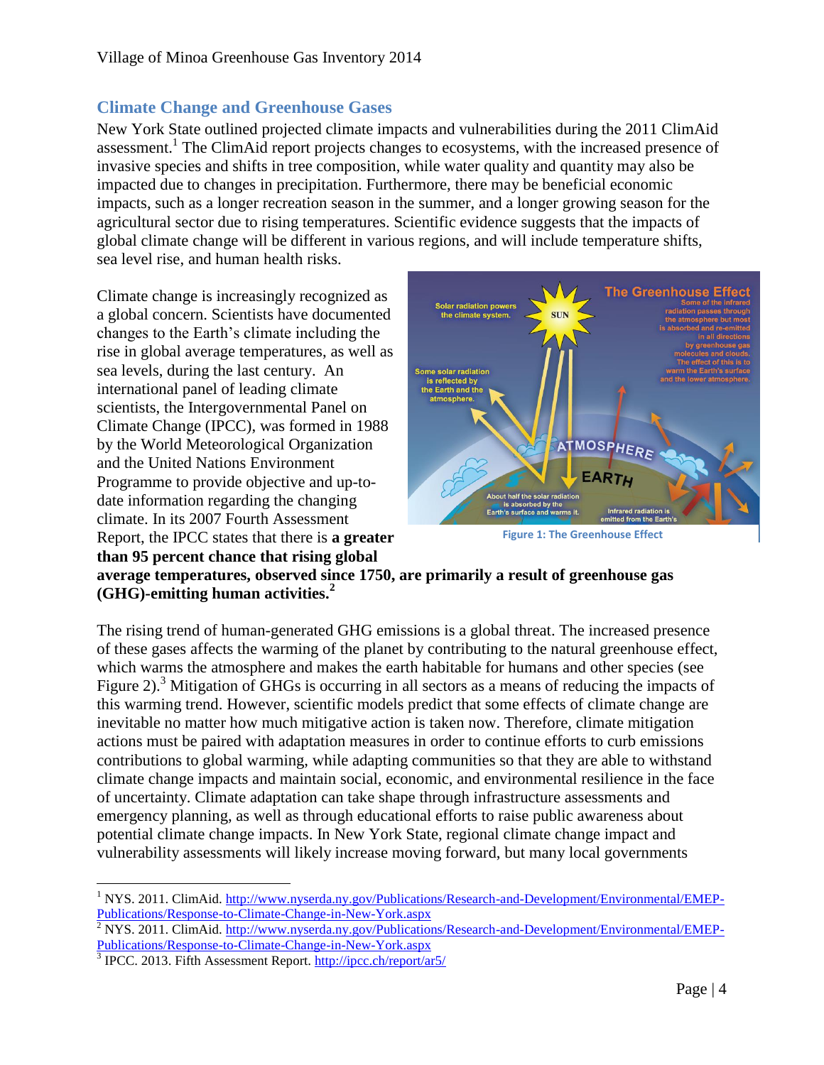## Climate Change and Greenhouse Gases

New York State outlined projected climate impacts and vulnerabilities during the 2011 ClimAid assessment.[1] The ClimAid report projects changes to ecosystems, with the increased presence of invasive species and shifts in tree composition, while water quality and quantity may also be impacted due to changes in precipitation. Furthermore, there may be beneficial economic impacts, such as a longer recreation season in the summer, and a longer growing season for the agricultural sector due to rising temperatures. Scientific evidence suggests that the impacts of global climate change will be different in various regions, and will include temperature shifts, sea level rise, and human health risks.

Climate change is increasingly recognized as a global concern. Scientists have documented changes to the Earth's climate including the rise in global average temperatures, as well as sea levels, during the last century. An international panel of leading climate scientists, the Intergovernmental Panel on Climate Change (IPCC), was formed in 1988 by the World Meteorological Organization and the United Nations Environment Programme to provide objective and up-to-date information regarding the changing climate. In its 2007 Fourth Assessment Report, the IPCC states that there is **a greater than 95 percent chance that rising global average temperatures, observed since 1750, are primarily a result of greenhouse gas (GHG)-emitting human activities.[2]**

Figure 1: The Greenhouse Effect

The rising trend of human-generated GHG emissions is a global threat. The increased presence of these gases affects the warming of the planet by contributing to the natural greenhouse effect, which warms the atmosphere and makes the earth habitable for humans and other species (see Figure 2).[3] Mitigation of GHGs is occurring in all sectors as a means of reducing the impacts of this warming trend. However, scientific models predict that some effects of climate change are inevitable no matter how much mitigative action is taken now. Therefore, climate mitigation actions must be paired with adaptation measures in order to continue efforts to curb emissions contributions to global warming, while adapting communities so that they are able to withstand climate change impacts and maintain social, economic, and environmental resilience in the face of uncertainty. Climate adaptation can take shape through infrastructure assessments and emergency planning, as well as through educational efforts to raise public awareness about potential climate change impacts. In New York State, regional climate change impact and vulnerability assessments will likely increase moving forward, but many local governments

---

[1] NYS. 2011. ClimAid. http://www.nyserda.ny.gov/Publications/Research-and-Development/Environmental/EMEP-Publications/Response-to-Climate-Change-in-New-York.aspx

[2] NYS. 2011. ClimAid. http://www.nyserda.ny.gov/Publications/Research-and-Development/Environmental/EMEP-Publications/Response-to-Climate-Change-in-New-York.aspx

[3] IPCC. 2013. Fifth Assessment Report. http://ipcc.ch/report/ar5/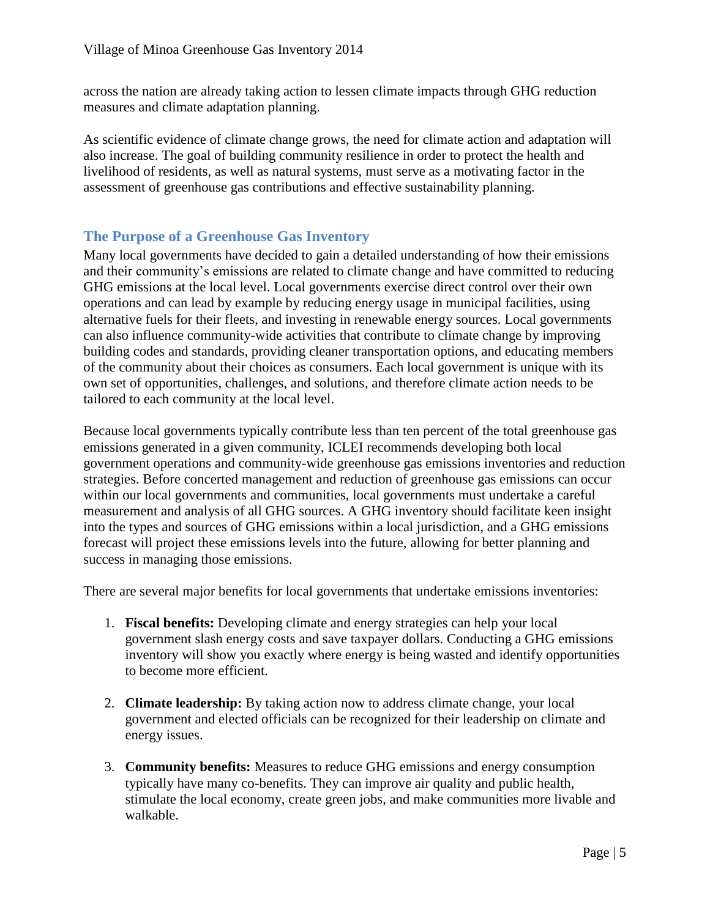across the nation are already taking action to lessen climate impacts through GHG reduction measures and climate adaptation planning.

As scientific evidence of climate change grows, the need for climate action and adaptation will also increase. The goal of building community resilience in order to protect the health and livelihood of residents, as well as natural systems, must serve as a motivating factor in the assessment of greenhouse gas contributions and effective sustainability planning.

## The Purpose of a Greenhouse Gas Inventory

Many local governments have decided to gain a detailed understanding of how their emissions and their community's emissions are related to climate change and have committed to reducing GHG emissions at the local level. Local governments exercise direct control over their own operations and can lead by example by reducing energy usage in municipal facilities, using alternative fuels for their fleets, and investing in renewable energy sources. Local governments can also influence community-wide activities that contribute to climate change by improving building codes and standards, providing cleaner transportation options, and educating members of the community about their choices as consumers. Each local government is unique with its own set of opportunities, challenges, and solutions, and therefore climate action needs to be tailored to each community at the local level.

Because local governments typically contribute less than ten percent of the total greenhouse gas emissions generated in a given community, ICLEI recommends developing both local government operations and community-wide greenhouse gas emissions inventories and reduction strategies. Before concerted management and reduction of greenhouse gas emissions can occur within our local governments and communities, local governments must undertake a careful measurement and analysis of all GHG sources. A GHG inventory should facilitate keen insight into the types and sources of GHG emissions within a local jurisdiction, and a GHG emissions forecast will project these emissions levels into the future, allowing for better planning and success in managing those emissions.

There are several major benefits for local governments that undertake emissions inventories:

1. **Fiscal benefits:** Developing climate and energy strategies can help your local government slash energy costs and save taxpayer dollars. Conducting a GHG emissions inventory will show you exactly where energy is being wasted and identify opportunities to become more efficient.

2. **Climate leadership:** By taking action now to address climate change, your local government and elected officials can be recognized for their leadership on climate and energy issues.

3. **Community benefits:** Measures to reduce GHG emissions and energy consumption typically have many co-benefits. They can improve air quality and public health, stimulate the local economy, create green jobs, and make communities more livable and walkable.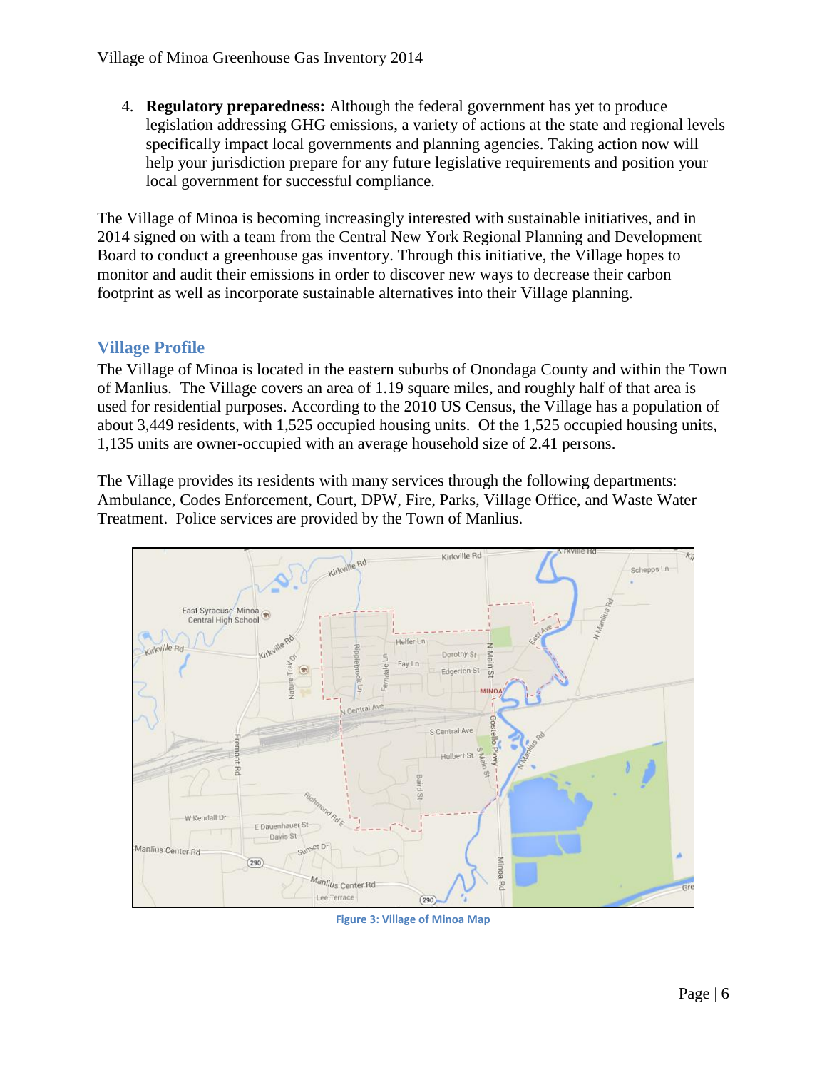4. **Regulatory preparedness:** Although the federal government has yet to produce legislation addressing GHG emissions, a variety of actions at the state and regional levels specifically impact local governments and planning agencies. Taking action now will help your jurisdiction prepare for any future legislative requirements and position your local government for successful compliance.

The Village of Minoa is becoming increasingly interested with sustainable initiatives, and in 2014 signed on with a team from the Central New York Regional Planning and Development Board to conduct a greenhouse gas inventory. Through this initiative, the Village hopes to monitor and audit their emissions in order to discover new ways to decrease their carbon footprint as well as incorporate sustainable alternatives into their Village planning.

## Village Profile

The Village of Minoa is located in the eastern suburbs of Onondaga County and within the Town of Manlius. The Village covers an area of 1.19 square miles, and roughly half of that area is used for residential purposes. According to the 2010 US Census, the Village has a population of about 3,449 residents, with 1,525 occupied housing units. Of the 1,525 occupied housing units, 1,135 units are owner-occupied with an average household size of 2.41 persons.

The Village provides its residents with many services through the following departments: Ambulance, Codes Enforcement, Court, DPW, Fire, Parks, Village Office, and Waste Water Treatment. Police services are provided by the Town of Manlius.

Figure 3: Village of Minoa Map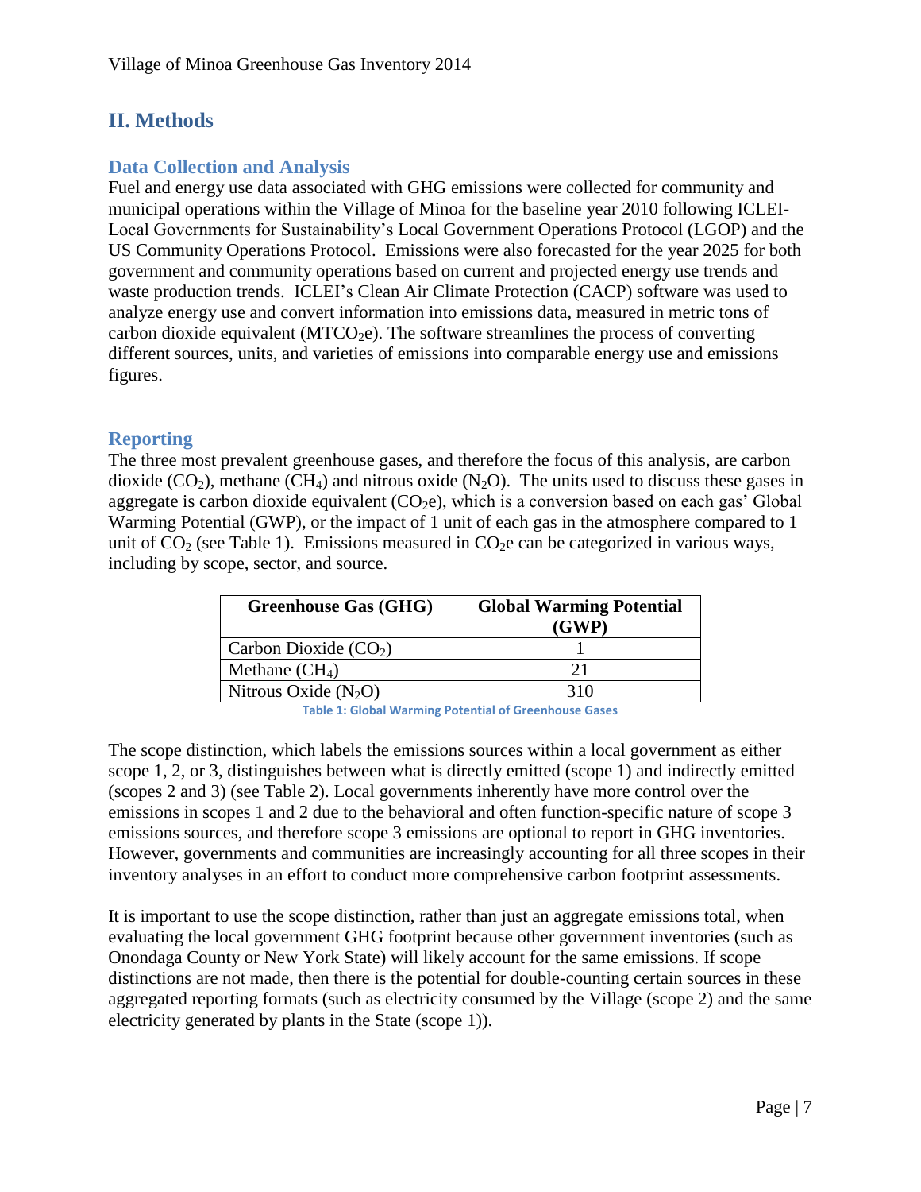## II. Methods

### Data Collection and Analysis

Fuel and energy use data associated with GHG emissions were collected for community and municipal operations within the Village of Minoa for the baseline year 2010 following ICLEI-Local Governments for Sustainability's Local Government Operations Protocol (LGOP) and the US Community Operations Protocol. Emissions were also forecasted for the year 2025 for both government and community operations based on current and projected energy use trends and waste production trends. ICLEI's Clean Air Climate Protection (CACP) software was used to analyze energy use and convert information into emissions data, measured in metric tons of carbon dioxide equivalent ($MTCO_2e$). The software streamlines the process of converting different sources, units, and varieties of emissions into comparable energy use and emissions figures.

### Reporting

The three most prevalent greenhouse gases, and therefore the focus of this analysis, are carbon dioxide ($CO_2$), methane ($CH_4$) and nitrous oxide ($N_2O$). The units used to discuss these gases in aggregate is carbon dioxide equivalent ($CO_2e$), which is a conversion based on each gas' Global Warming Potential (GWP), or the impact of 1 unit of each gas in the atmosphere compared to 1 unit of $CO_2$ (see Table 1). Emissions measured in $CO_2e$ can be categorized in various ways, including by scope, sector, and source.

| Greenhouse Gas (GHG) | Global Warming Potential (GWP) |
|---|---|
| Carbon Dioxide ($CO_2$) | 1 |
| Methane ($CH_4$) | 21 |
| Nitrous Oxide ($N_2O$) | 310 |

Table 1: Global Warming Potential of Greenhouse Gases

The scope distinction, which labels the emissions sources within a local government as either scope 1, 2, or 3, distinguishes between what is directly emitted (scope 1) and indirectly emitted (scopes 2 and 3) (see Table 2). Local governments inherently have more control over the emissions in scopes 1 and 2 due to the behavioral and often function-specific nature of scope 3 emissions sources, and therefore scope 3 emissions are optional to report in GHG inventories. However, governments and communities are increasingly accounting for all three scopes in their inventory analyses in an effort to conduct more comprehensive carbon footprint assessments.

It is important to use the scope distinction, rather than just an aggregate emissions total, when evaluating the local government GHG footprint because other government inventories (such as Onondaga County or New York State) will likely account for the same emissions. If scope distinctions are not made, then there is the potential for double-counting certain sources in these aggregated reporting formats (such as electricity consumed by the Village (scope 2) and the same electricity generated by plants in the State (scope 1)).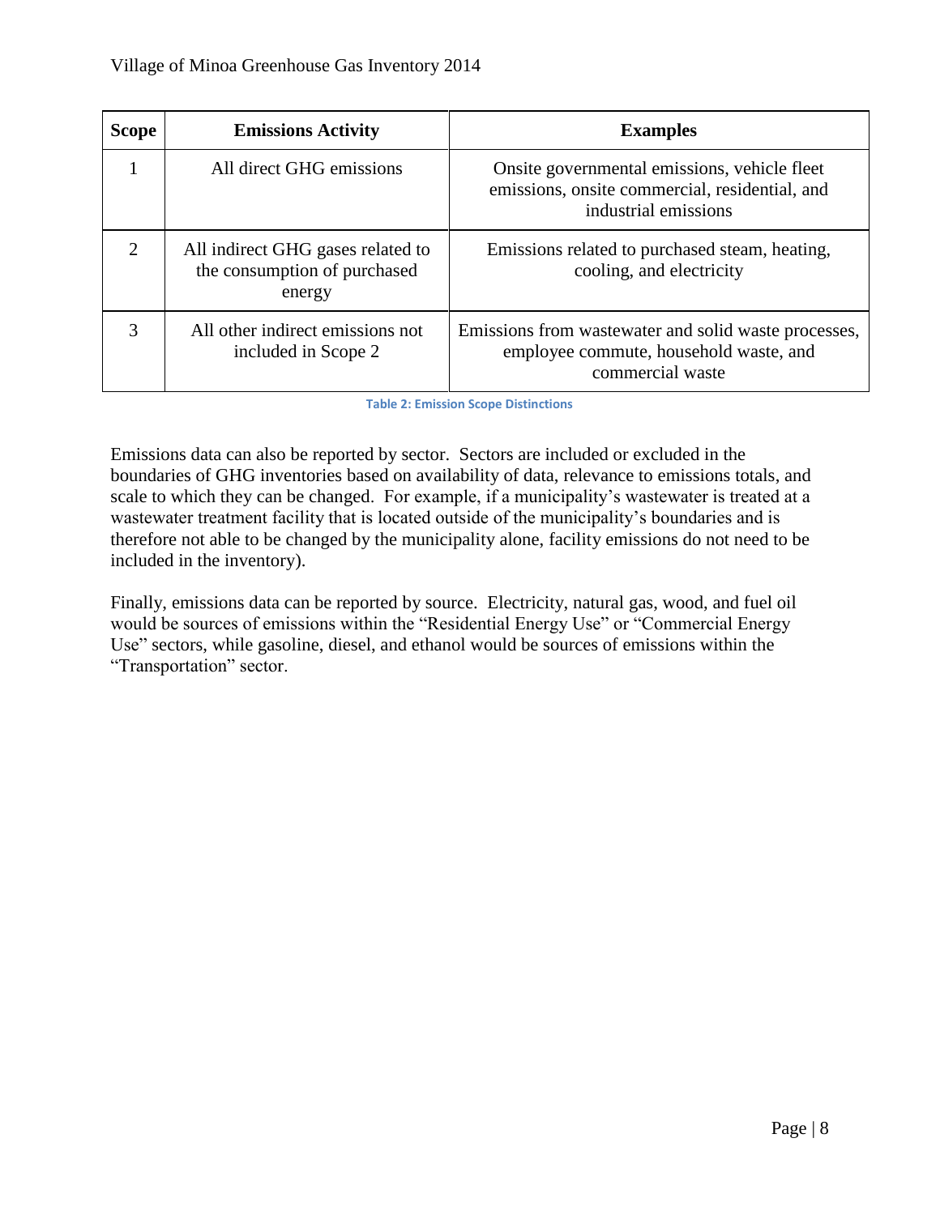| Scope | Emissions Activity | Examples |
|---|---|---|
| 1 | All direct GHG emissions | Onsite governmental emissions, vehicle fleet emissions, onsite commercial, residential, and industrial emissions |
| 2 | All indirect GHG gases related to the consumption of purchased energy | Emissions related to purchased steam, heating, cooling, and electricity |
| 3 | All other indirect emissions not included in Scope 2 | Emissions from wastewater and solid waste processes, employee commute, household waste, and commercial waste |

Table 2: Emission Scope Distinctions

Emissions data can also be reported by sector. Sectors are included or excluded in the boundaries of GHG inventories based on availability of data, relevance to emissions totals, and scale to which they can be changed. For example, if a municipality's wastewater is treated at a wastewater treatment facility that is located outside of the municipality's boundaries and is therefore not able to be changed by the municipality alone, facility emissions do not need to be included in the inventory).

Finally, emissions data can be reported by source. Electricity, natural gas, wood, and fuel oil would be sources of emissions within the "Residential Energy Use" or "Commercial Energy Use" sectors, while gasoline, diesel, and ethanol would be sources of emissions within the "Transportation" sector.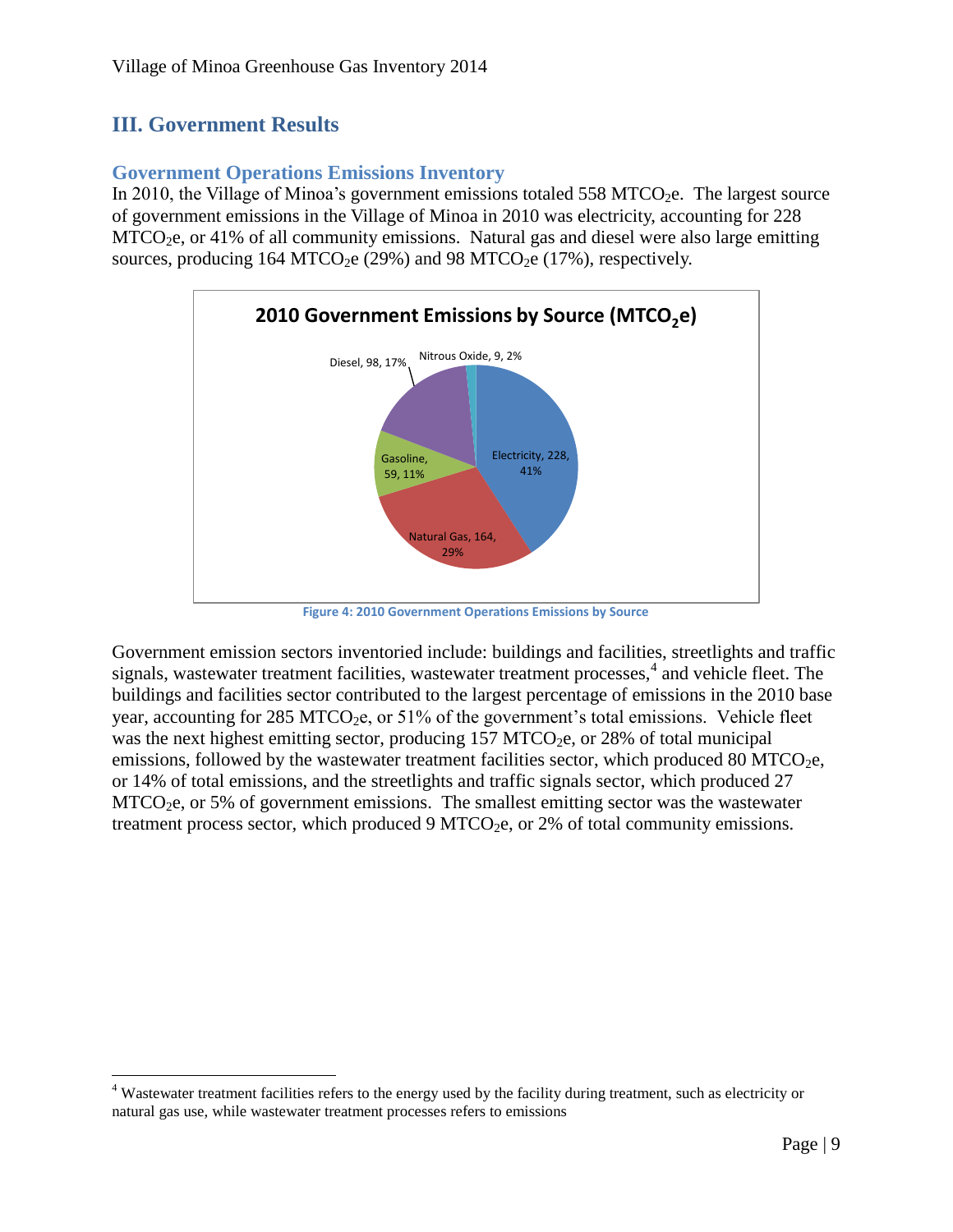# III. Government Results

## Government Operations Emissions Inventory

In 2010, the Village of Minoa's government emissions totaled 558 $MTCO_2e$. The largest source of government emissions in the Village of Minoa in 2010 was electricity, accounting for 228 $MTCO_2e$, or 41% of all community emissions. Natural gas and diesel were also large emitting sources, producing 164 $MTCO_2e$ (29%) and 98 $MTCO_2e$ (17%), respectively.

Figure 4: 2010 Government Operations Emissions by Source

Government emission sectors inventoried include: buildings and facilities, streetlights and traffic signals, wastewater treatment facilities, wastewater treatment processes,[4] and vehicle fleet. The buildings and facilities sector contributed to the largest percentage of emissions in the 2010 base year, accounting for 285 $MTCO_2e$, or 51% of the government's total emissions. Vehicle fleet was the next highest emitting sector, producing 157 $MTCO_2e$, or 28% of total municipal emissions, followed by the wastewater treatment facilities sector, which produced 80 $MTCO_2e$, or 14% of total emissions, and the streetlights and traffic signals sector, which produced 27 $MTCO_2e$, or 5% of government emissions. The smallest emitting sector was the wastewater treatment process sector, which produced 9 $MTCO_2e$, or 2% of total community emissions.

[4] Wastewater treatment facilities refers to the energy used by the facility during treatment, such as electricity or natural gas use, while wastewater treatment processes refers to emissions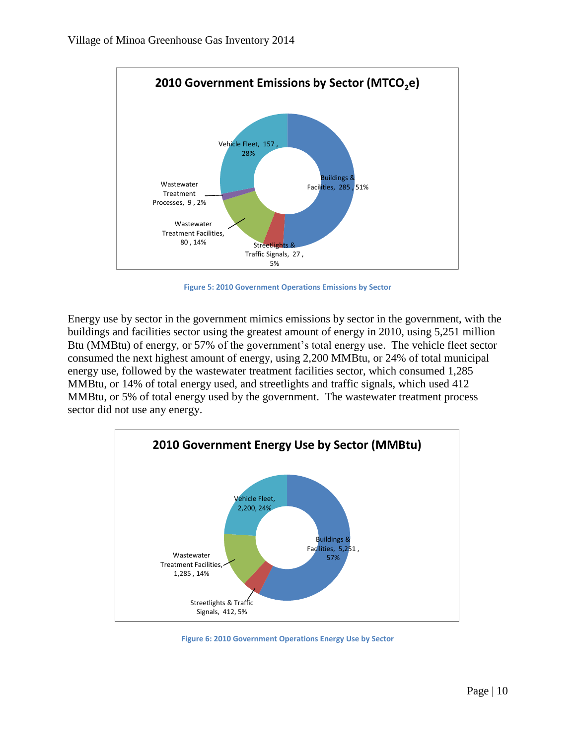**2010 Government Emissions by Sector ($MTCO_2e$)**

Vehicle Fleet, 157, 28%

Buildings & Facilities, 285, 51%

Wastewater Treatment Processes, 9, 2%

Wastewater Treatment Facilities, 80, 14%

Streetlights & Traffic Signals, 27, 5%

Figure 5: 2010 Government Operations Emissions by Sector

Energy use by sector in the government mimics emissions by sector in the government, with the buildings and facilities sector using the greatest amount of energy in 2010, using 5,251 million Btu (MMBtu) of energy, or 57% of the government's total energy use. The vehicle fleet sector consumed the next highest amount of energy, using 2,200 MMBtu, or 24% of total municipal energy use, followed by the wastewater treatment facilities sector, which consumed 1,285 MMBtu, or 14% of total energy used, and streetlights and traffic signals, which used 412 MMBtu, or 5% of total energy used by the government. The wastewater treatment process sector did not use any energy.

**2010 Government Energy Use by Sector (MMBtu)**

Vehicle Fleet, 2,200, 24%

Buildings & Facilities, 5,251, 57%

Wastewater Treatment Facilities, 1,285, 14%

Streetlights & Traffic Signals, 412, 5%

Figure 6: 2010 Government Operations Energy Use by Sector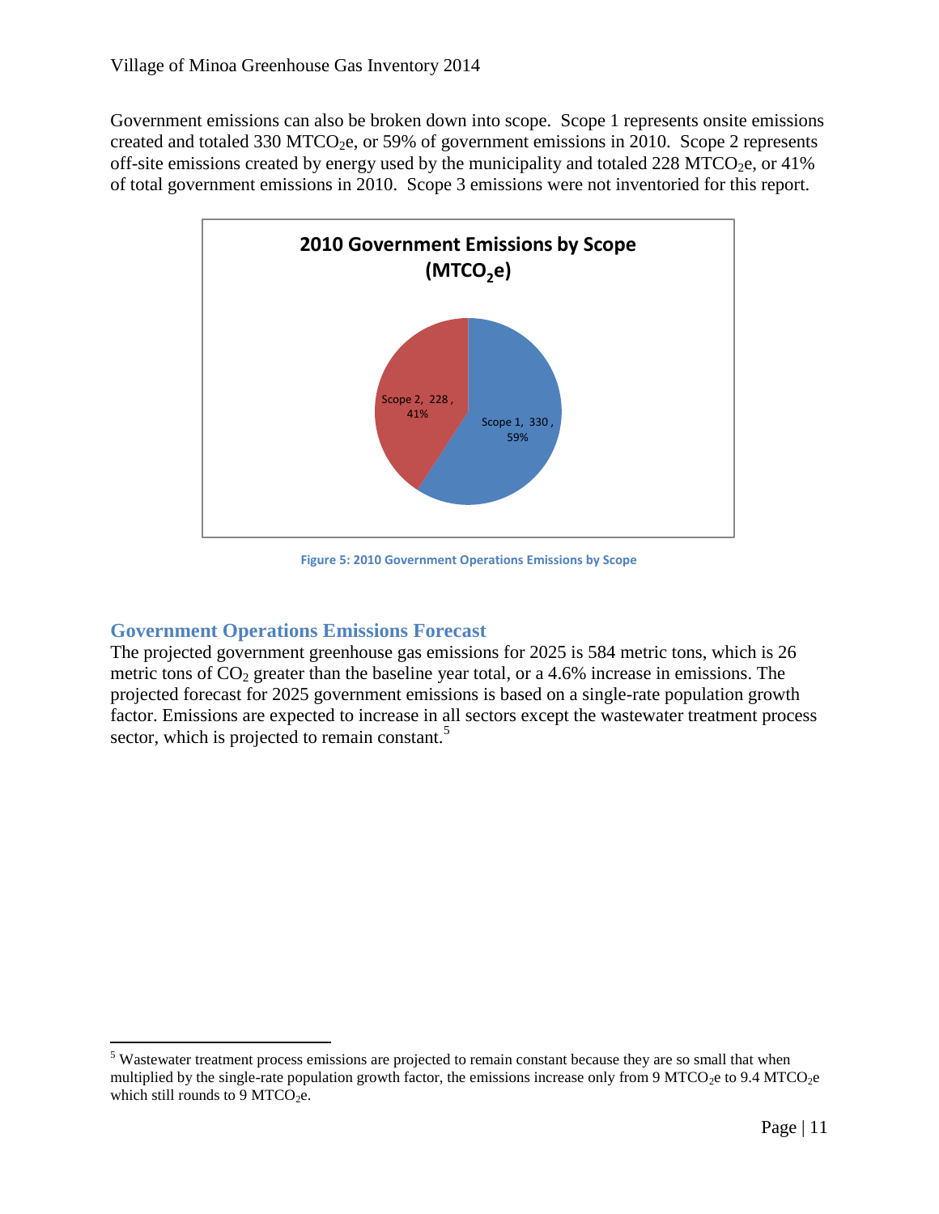Government emissions can also be broken down into scope. Scope 1 represents onsite emissions created and totaled 330 $MTCO_2e$, or 59% of government emissions in 2010. Scope 2 represents off-site emissions created by energy used by the municipality and totaled 228 $MTCO_2e$, or 41% of total government emissions in 2010. Scope 3 emissions were not inventoried for this report.

**2010 Government Emissions by Scope ($MTCO_2e$)**

- Scope 1, 330, 59%
- Scope 2, 228, 41%

Figure 5: 2010 Government Operations Emissions by Scope

## Government Operations Emissions Forecast

The projected government greenhouse gas emissions for 2025 is 584 metric tons, which is 26 metric tons of $CO_2$ greater than the baseline year total, or a 4.6% increase in emissions. The projected forecast for 2025 government emissions is based on a single-rate population growth factor. Emissions are expected to increase in all sectors except the wastewater treatment process sector, which is projected to remain constant.[5]

---

[5] Wastewater treatment process emissions are projected to remain constant because they are so small that when multiplied by the single-rate population growth factor, the emissions increase only from 9 $MTCO_2e$ to 9.4 $MTCO_2e$ which still rounds to 9 $MTCO_2e$.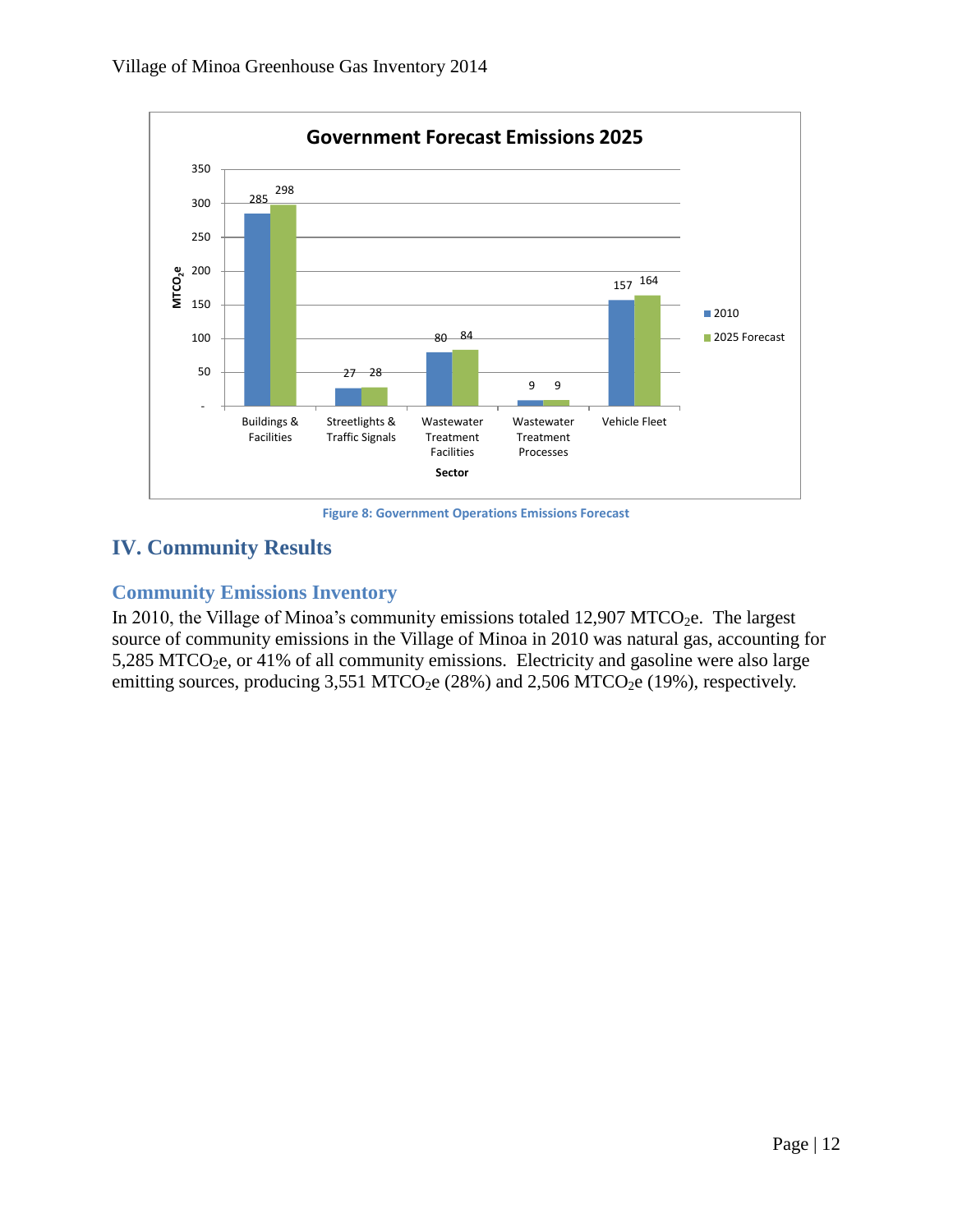Figure 8: Government Operations Emissions Forecast

## IV. Community Results

### Community Emissions Inventory

In 2010, the Village of Minoa's community emissions totaled 12,907 $MTCO_2e$. The largest source of community emissions in the Village of Minoa in 2010 was natural gas, accounting for 5,285 $MTCO_2e$, or 41% of all community emissions. Electricity and gasoline were also large emitting sources, producing 3,551 $MTCO_2e$ (28%) and 2,506 $MTCO_2e$ (19%), respectively.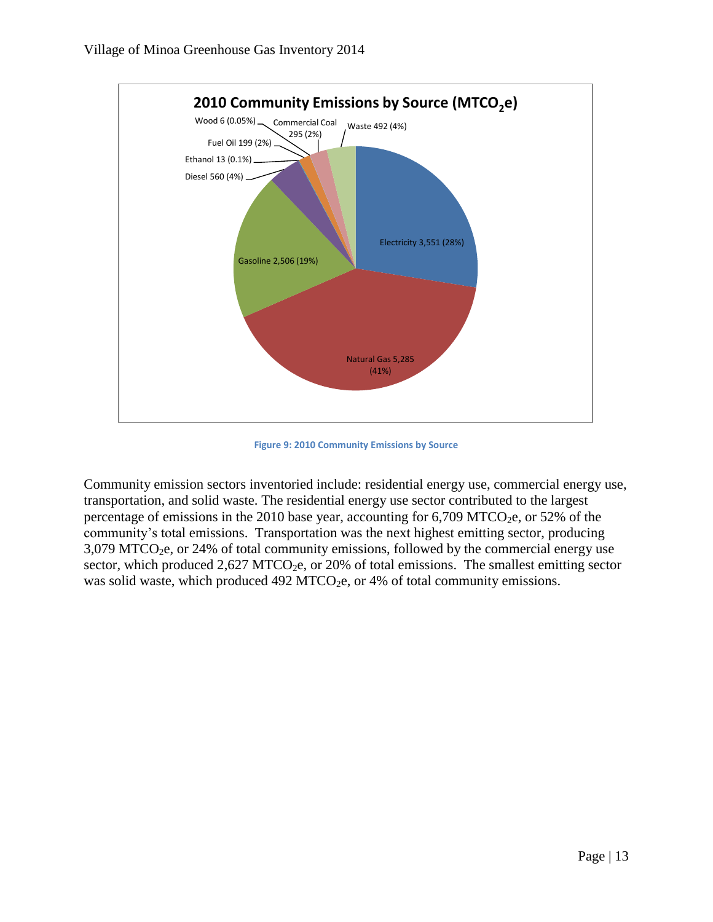**2010 Community Emissions by Source ($MTCO_2e$)**

Wood 6 (0.05%)
Commercial Coal 295 (2%)
Waste 492 (4%)
Fuel Oil 199 (2%)
Ethanol 13 (0.1%)
Diesel 560 (4%)
Electricity 3,551 (28%)
Gasoline 2,506 (19%)
Natural Gas 5,285 (41%)

Figure 9: 2010 Community Emissions by Source

Community emission sectors inventoried include: residential energy use, commercial energy use, transportation, and solid waste. The residential energy use sector contributed to the largest percentage of emissions in the 2010 base year, accounting for 6,709 $MTCO_2e$, or 52% of the community's total emissions. Transportation was the next highest emitting sector, producing 3,079 $MTCO_2e$, or 24% of total community emissions, followed by the commercial energy use sector, which produced 2,627 $MTCO_2e$, or 20% of total emissions. The smallest emitting sector was solid waste, which produced 492 $MTCO_2e$, or 4% of total community emissions.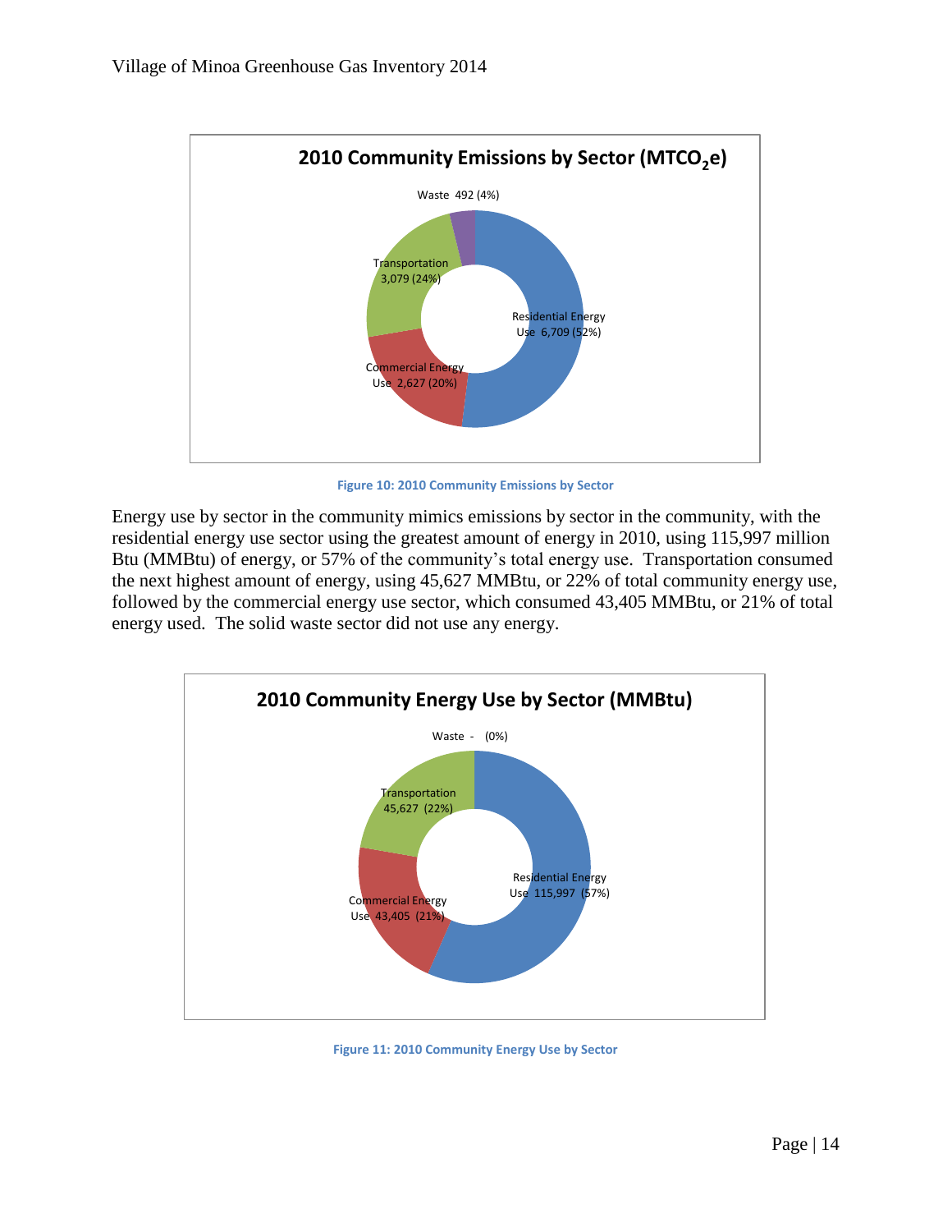**2010 Community Emissions by Sector ($MTCO_2e$)**

Waste 492 (4%)

Transportation 3,079 (24%)

Residential Energy Use 6,709 (52%)

Commercial Energy Use 2,627 (20%)

Figure 10: 2010 Community Emissions by Sector

Energy use by sector in the community mimics emissions by sector in the community, with the residential energy use sector using the greatest amount of energy in 2010, using 115,997 million Btu (MMBtu) of energy, or 57% of the community's total energy use. Transportation consumed the next highest amount of energy, using 45,627 MMBtu, or 22% of total community energy use, followed by the commercial energy use sector, which consumed 43,405 MMBtu, or 21% of total energy used. The solid waste sector did not use any energy.

**2010 Community Energy Use by Sector (MMBtu)**

Waste - (0%)

Transportation 45,627 (22%)

Residential Energy Use 115,997 (57%)

Commercial Energy Use 43,405 (21%)

Figure 11: 2010 Community Energy Use by Sector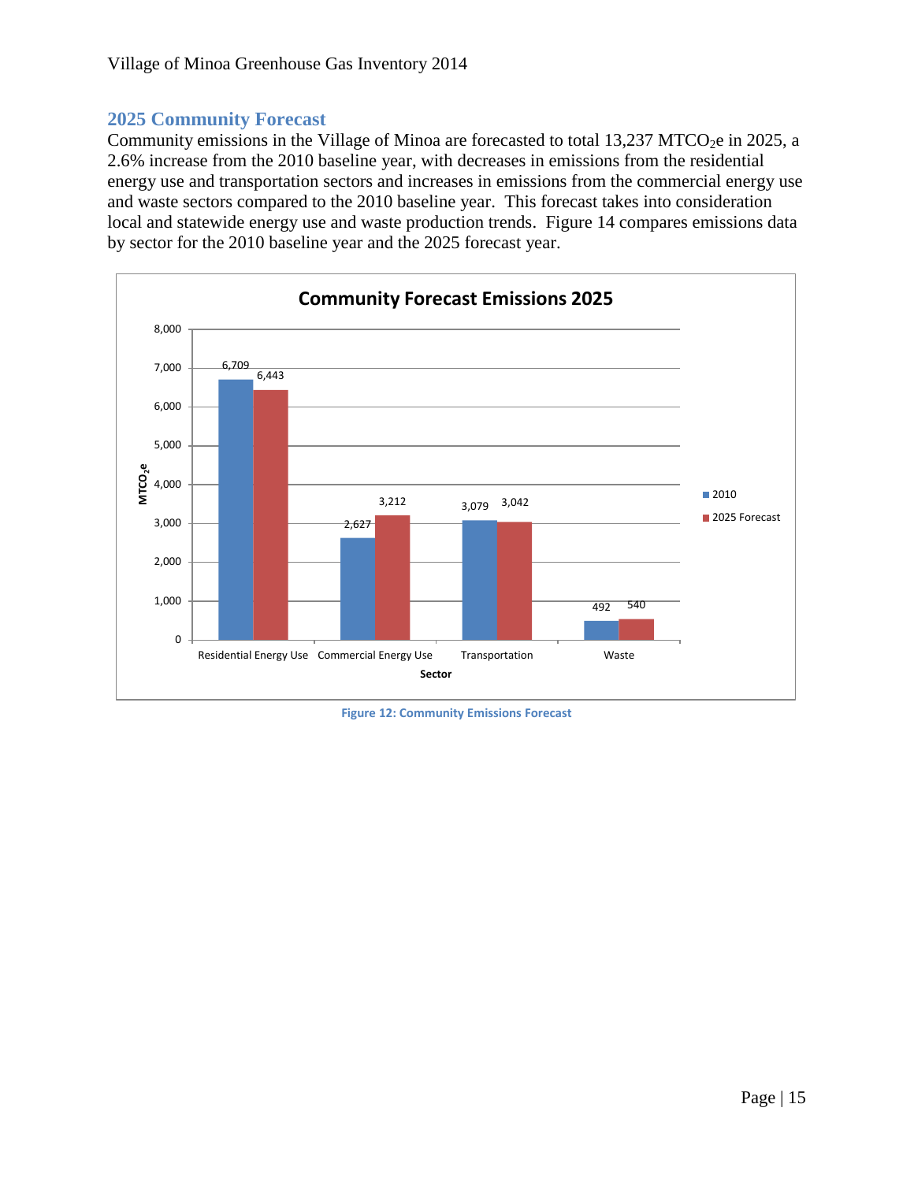## 2025 Community Forecast

Community emissions in the Village of Minoa are forecasted to total 13,237 $MTCO_2e$ in 2025, a 2.6% increase from the 2010 baseline year, with decreases in emissions from the residential energy use and transportation sectors and increases in emissions from the commercial energy use and waste sectors compared to the 2010 baseline year. This forecast takes into consideration local and statewide energy use and waste production trends. Figure 14 compares emissions data by sector for the 2010 baseline year and the 2025 forecast year.

**Community Forecast Emissions 2025**

| Sector | 2010 ($MTCO_2e$) | 2025 Forecast ($MTCO_2e$) |
| --- | --- | --- |
| Residential Energy Use | 6,709 | 6,443 |
| Commercial Energy Use | 2,627 | 3,212 |
| Transportation | 3,079 | 3,042 |
| Waste | 492 | 540 |

Figure 12: Community Emissions Forecast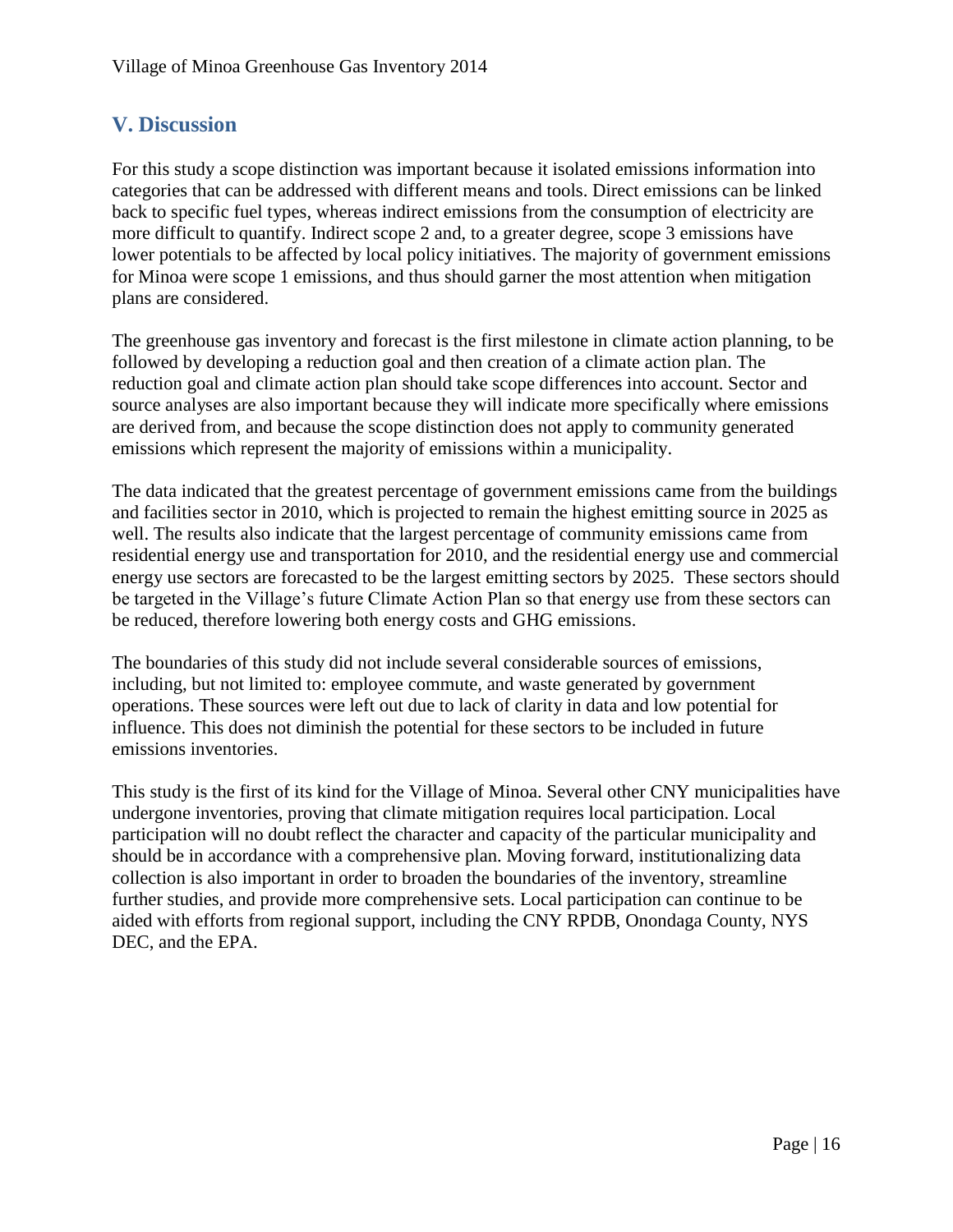## V. Discussion

For this study a scope distinction was important because it isolated emissions information into categories that can be addressed with different means and tools. Direct emissions can be linked back to specific fuel types, whereas indirect emissions from the consumption of electricity are more difficult to quantify. Indirect scope 2 and, to a greater degree, scope 3 emissions have lower potentials to be affected by local policy initiatives. The majority of government emissions for Minoa were scope 1 emissions, and thus should garner the most attention when mitigation plans are considered.

The greenhouse gas inventory and forecast is the first milestone in climate action planning, to be followed by developing a reduction goal and then creation of a climate action plan. The reduction goal and climate action plan should take scope differences into account. Sector and source analyses are also important because they will indicate more specifically where emissions are derived from, and because the scope distinction does not apply to community generated emissions which represent the majority of emissions within a municipality.

The data indicated that the greatest percentage of government emissions came from the buildings and facilities sector in 2010, which is projected to remain the highest emitting source in 2025 as well. The results also indicate that the largest percentage of community emissions came from residential energy use and transportation for 2010, and the residential energy use and commercial energy use sectors are forecasted to be the largest emitting sectors by 2025. These sectors should be targeted in the Village's future Climate Action Plan so that energy use from these sectors can be reduced, therefore lowering both energy costs and GHG emissions.

The boundaries of this study did not include several considerable sources of emissions, including, but not limited to: employee commute, and waste generated by government operations. These sources were left out due to lack of clarity in data and low potential for influence. This does not diminish the potential for these sectors to be included in future emissions inventories.

This study is the first of its kind for the Village of Minoa. Several other CNY municipalities have undergone inventories, proving that climate mitigation requires local participation. Local participation will no doubt reflect the character and capacity of the particular municipality and should be in accordance with a comprehensive plan. Moving forward, institutionalizing data collection is also important in order to broaden the boundaries of the inventory, streamline further studies, and provide more comprehensive sets. Local participation can continue to be aided with efforts from regional support, including the CNY RPDB, Onondaga County, NYS DEC, and the EPA.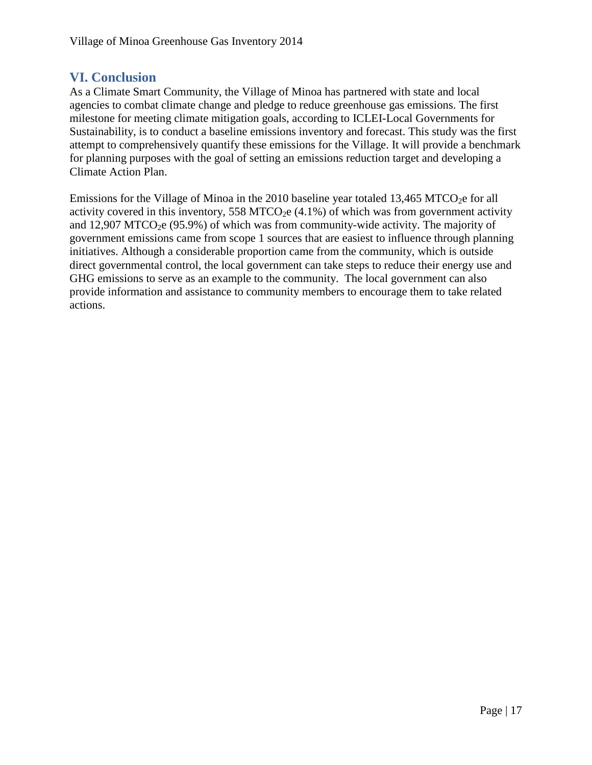## VI. Conclusion

As a Climate Smart Community, the Village of Minoa has partnered with state and local agencies to combat climate change and pledge to reduce greenhouse gas emissions. The first milestone for meeting climate mitigation goals, according to ICLEI-Local Governments for Sustainability, is to conduct a baseline emissions inventory and forecast. This study was the first attempt to comprehensively quantify these emissions for the Village. It will provide a benchmark for planning purposes with the goal of setting an emissions reduction target and developing a Climate Action Plan.

Emissions for the Village of Minoa in the 2010 baseline year totaled 13,465 $MTCO_2e$ for all activity covered in this inventory, 558 $MTCO_2e$ (4.1%) of which was from government activity and 12,907 $MTCO_2e$ (95.9%) of which was from community-wide activity. The majority of government emissions came from scope 1 sources that are easiest to influence through planning initiatives. Although a considerable proportion came from the community, which is outside direct governmental control, the local government can take steps to reduce their energy use and GHG emissions to serve as an example to the community. The local government can also provide information and assistance to community members to encourage them to take related actions.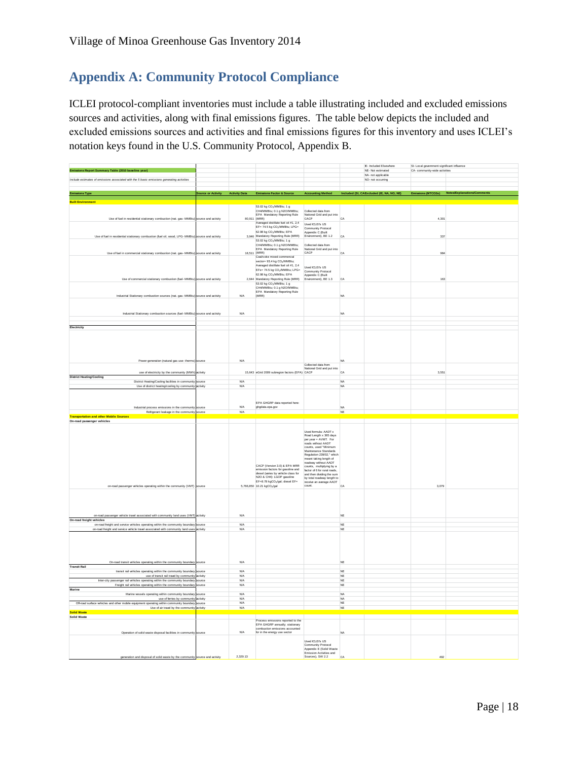# Appendix A: Community Protocol Compliance

ICLEI protocol-compliant inventories must include a table illustrating included and excluded emissions sources and activities, along with final emissions figures. The table below depicts the included and excluded emissions sources and activities and final emissions figures for this inventory and uses ICLEI's notation keys found in the U.S. Community Protocol, Appendix B.

| Emissions Report Summary Table (2010 baseline year) | | | | | IE- Included Elsewhere | | SI- Local government significant influence | |
|---|---|---|---|---|---|---|---|---|
| | | | | | NE- Not estimated | | CA- community-wide activities | |
| *Include estimates of emissions associated with the 5 basic emissions generating activities* | | | | | NA- not applicable | | | |
| | | | | | NO- not occurring | | | |
| **Emissions Type** | **Source or Activity** | **Activity Data** | **Emissions Factor & Source** | **Accounting Method** | **Included (SI, CA)** | **Excluded (IE, NA, NO, NE)** | **Emissions (MTCO2e)** | **Notes/Explanations/Comments** |
| **Built Environment** | | | | | | | | |
| Use of fuel in residential stationary combustion (nat. gas- MMBtu) | source and activity | 80,911 | 53.02 kg $CO_2$/MMBtu; 1 g CH4/MMBtu; 0.1 g N2O/MMBtu; EPA Mandatory Reporting Rule (MRR) | Collected data from National Grid and put into CACP | CA | | 4,301 | |
| Use of fuel in residential stationary combustion (fuel oil, wood, LPG- MMBtu) | source and activity | 3,946 | Averaged distillate fuel oil #1, 2,4 EF= 74.5 kg $CO_2$/MMBtu; LPG= 62.98 kg $CO_2$/MMBtu; EPA Mandatory Reporting Rule (MRR) | Used ICLEI's US Community Protocol Appendix C (Built Environment), BE 1.2 | CA | | 337 | |
| Use of fuel in commercial stationary combustion (nat. gas- MMBtu) | source and activity | 18,511 | 53.02 kg $CO_2$/MMBtu; 1 g CH4/MMBtu; 0.1 g N2O/MMBtu; EPA Mandatory Reporting Rule (MRR) | Collected data from National Grid and put into CACP | CA | | 984 | |
| Use of commercial stationary combustion (fuel- MMBtu) | source and activity | 2,644 | Coal/coke mixed commercial sector= 93.4 kg $CO_2$/MMBtu; Averaged distillate fuel oil #1, 2,4 EF= 74.5 kg $CO_2$/MMBtu; LPG= 62.98 kg $CO_2$/MMBtu; EPA Mandatory Reporting Rule (MRR) | Used ICLEI's US Community Protocol Appendix C (Built Environment), BE 1.3 | CA | | 163 | |
| Industrial Stationary combustion sources (nat. gas- MMBtu) | source and activity | N/A | 53.02 kg $CO_2$/MMBtu; 1 g CH4/MMBtu; 0.1 g N2O/MMBtu; EPA Mandatory Reporting Rule (MRR) | | NA | | | |
| Industrial Stationary combustion sources (fuel- MMBtu) | source and activity | N/A | | | NA | | | |
| **Electricity** | | | | | | | | |
| Power generation (natural gas use- therms) | source | N/A | | | NA | | | |
| use of electricity by the community (MWh) | activity | 15,643 | eGrid 2009 subregion factors (EPA) | Collected data from National Grid and put into CACP | CA | | 3,551 | |
| **District Heating/Cooling** | | | | | | | | |
| District Heating/Cooling facilities in community | source | N/A | | | NA | | | |
| Use of district heating/cooling by community | activity | N/A | | | NA | | | |
| Industrial process emissions in the community | source | N/A | EPA GHGRP data reported here: ghgdata.epa.gov | | NA | | | |
| Refrigerant leakage in the community | source | N/A | | | NE | | | |
| **Transportation and other Mobile Sources** | | | | | | | | |
| **On-road passenger vehicles** | | | | | | | | |
| on-road passenger vehicles operating within the community (VMT) | source | 5,766,850 | CACP (Version 3.0) & EPA MRR emission factors for gasoline and diesel (varies by vehicle class for N2O & CH4): LGOP gasoline EF=8.78 kg$CO_2$/gal; diesel EF= 10.21 kg$CO_2$/gal | Used formula: AADT x Road Length x 365 days per year = AVMT. For roads without AADT counts, used "Minimum Maintenance Standards Regulation 239/02," which meant taking length of roadway without AADT counts, multiplying by a factor of 6 for rural roads, and then dividing the sum by total roadway length to receive an average AADT count. | CA | | 3,079 | |
| on-road passenger vehicle travel associated with community land uses (VMT) | activity | N/A | | | NE | | | |
| **On-road freight vehicles** | | | | | | | | |
| on-road freight and service vehicles operating within the community boundary | source | N/A | | | NE | | | |
| on-road freight and service vehicle travel associated with community land uses | activity | N/A | | | NE | | | |
| On-road transit vehicles operating within the community boundary | source | N/A | | | NE | | | |
| **Transit Rail** | | | | | | | | |
| transit rail vehicles operating within the community boundary | source | N/A | | | NE | | | |
| use of transit rail travel by community | activity | N/A | | | NE | | | |
| Inter-city passenger rail vehicles operating within the community boundary | source | N/A | | | NE | | | |
| Freight rail vehicles operating within the community boundary | source | N/A | | | NE | | | |
| **Marine** | | | | | | | | |
| Marine vessels operating within community boundary | source | N/A | | | NA | | | |
| use of ferries by community | activity | N/A | | | NA | | | |
| Off-road surface vehicles and other mobile equipment operating within community boundary | source | N/A | | | NE | | | |
| Use of air travel by the community | activity | N/A | | | NE | | | |
| **Solid Waste** | | | | | | | | |
| **Solid Waste** | | | | | | | | |
| Operation of solid waste disposal facilities in community | source | N/A | Process emissions reported to the EPA GHGRP annually; stationary combustion emissions accounted for in the energy use sector | | NA | | | |
| generation and disposal of solid waste by the community | source and activity | 2,329.13 | | Used ICLEI's US Community Protocol Appendix E (Solid Waste Emission Activities and Sources), SW 2.2 | CA | | 492 | |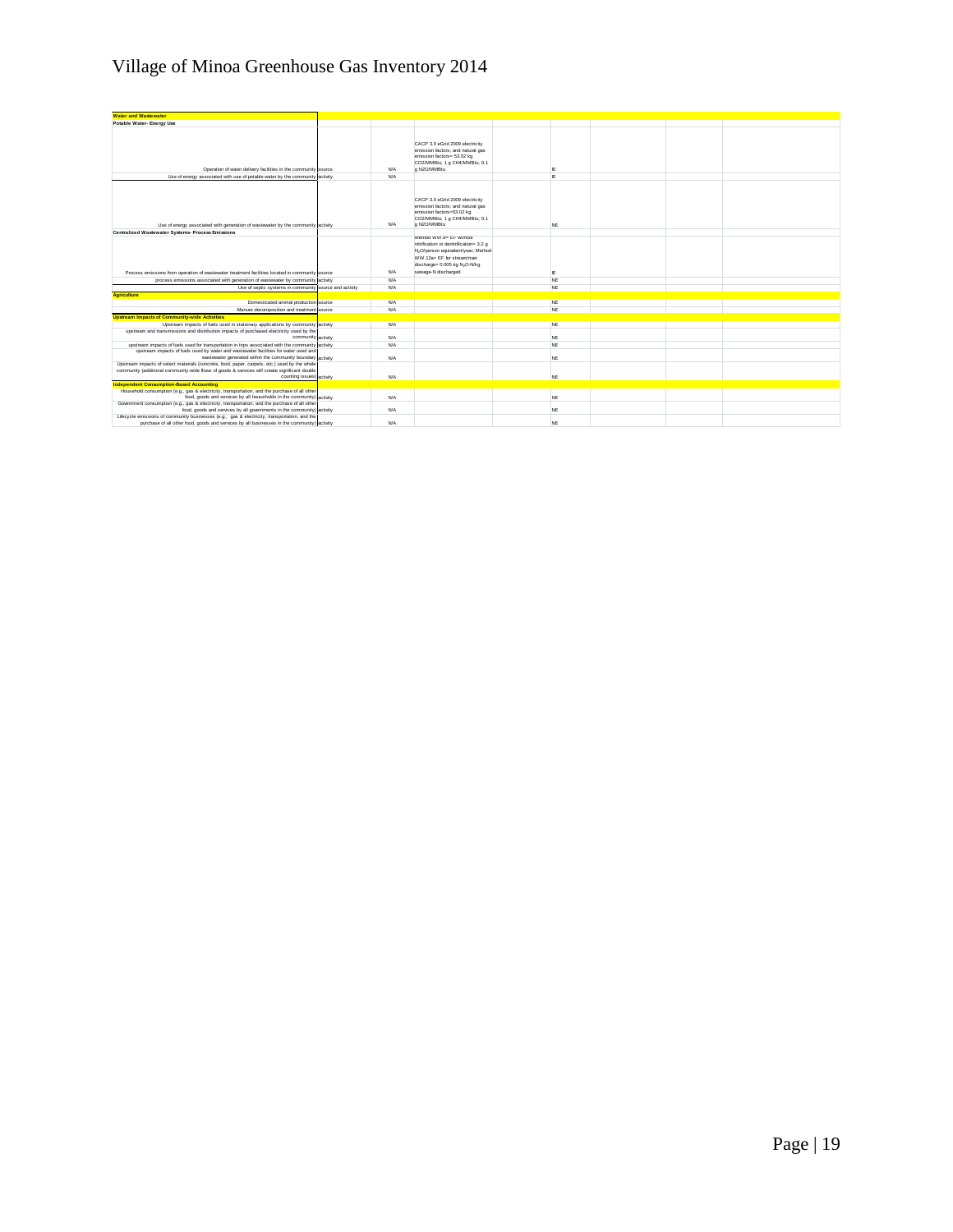# Village of Minoa Greenhouse Gas Inventory 2014

| | | | | | | | | |
|---|---|---|---|---|---|---|---|---|
| **Water and Wastewater** | | | | | | | | |
| **Potable Water- Energy Use** | | | | | | | | |
| Operation of water delivery facilities in the community | source | N/A | CACP 3.0 eGrid 2009 electricity emission factors; and natural gas emission factors= 53.02 kg CO2/MMBtu; 1 g CH4/MMBtu; 0.1 g N2O/MMBtu | | IE | | | |
| Use of energy associated with use of potable water by the community | activity | N/A | | | IE | | | |
| Use of energy associated with generation of wastewater by the community | activity | N/A | CACP 3.0 eGrid 2009 electricity emission factors; and natural gas emission factors=53.02 kg CO2/MMBtu; 1 g CH4/MMBtu; 0.1 g N2O/MMBtu | | NE | | | |
| **Centralized Wastewater Systems- Process Emissions** | | | | | | | | |
| Process emissions from operation of wastewater treatment facilities located in community | source | N/A | Method WW.8= EF without nitrification or denitrification= 3.2 g $N_2O$/person equivalent/year; Method WW.12a= EF for stream/river discharge= 0.005 kg $N_2O$-N/kg sewage-N discharged | | IE | | | |
| process emissions associated with generation of wastewater by community | activity | N/A | | | NE | | | |
| Use of septic systems in community | source and activity | N/A | | | NE | | | |
| **Agriculture** | | | | | | | | |
| Domesticated animal production | source | N/A | | | NE | | | |
| Manure decomposition and treatment | source | N/A | | | NE | | | |
| **Upstream Impacts of Community-wide Activities** | | | | | | | | |
| Upstream impacts of fuels used in stationary applications by community | activity | N/A | | | NE | | | |
| upstream and transmissions and distribution impacts of purchased electricity used by the community | activity | N/A | | | NE | | | |
| upstream impacts of fuels used for transportation in trips associated with the community | activity | N/A | | | NE | | | |
| upstream impacts of fuels used by water and wastewater facilities for water used and wastewater generated within the community boundary | activity | N/A | | | NE | | | |
| Upstream impacts of select materials (concrete, food, paper, carpets, etc.) used by the whole community (additional community-wide flows of goods & services will create significant double counting issues) | activity | N/A | | | NE | | | |
| **Independent Consumption-Based Accounting** | | | | | | | | |
| Household consumption (e.g., gas & electricity, transportation, and the purchase of all other food, goods and services by all households in the community) | activity | N/A | | | NE | | | |
| Government consumption (e.g., gas & electricity, transportation, and the purchase of all other food, goods and services by all governments in the community) | activity | N/A | | | NE | | | |
| Lifecycle emissions of community businesses (e.g., gas & electricity, transportation, and the purchase of all other food, goods and services by all businesses in the community) | activity | N/A | | | NE | | | |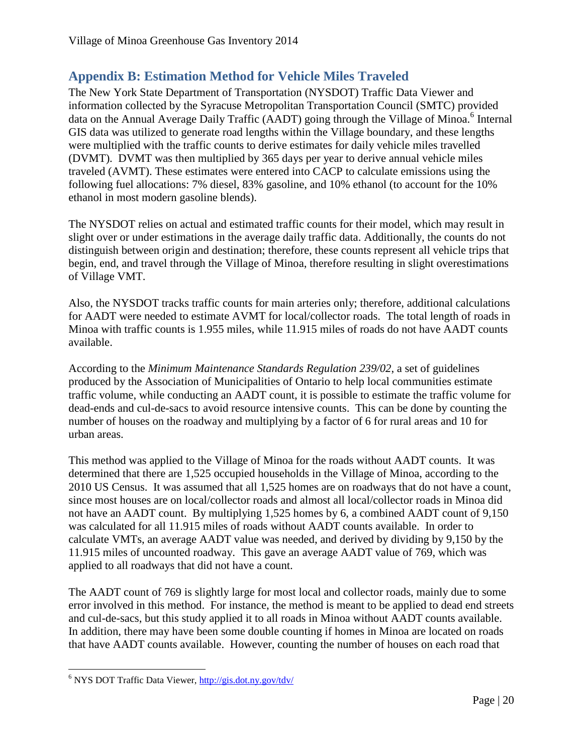## Appendix B: Estimation Method for Vehicle Miles Traveled

The New York State Department of Transportation (NYSDOT) Traffic Data Viewer and information collected by the Syracuse Metropolitan Transportation Council (SMTC) provided data on the Annual Average Daily Traffic (AADT) going through the Village of Minoa.[6] Internal GIS data was utilized to generate road lengths within the Village boundary, and these lengths were multiplied with the traffic counts to derive estimates for daily vehicle miles travelled (DVMT). DVMT was then multiplied by 365 days per year to derive annual vehicle miles traveled (AVMT). These estimates were entered into CACP to calculate emissions using the following fuel allocations: 7% diesel, 83% gasoline, and 10% ethanol (to account for the 10% ethanol in most modern gasoline blends).

The NYSDOT relies on actual and estimated traffic counts for their model, which may result in slight over or under estimations in the average daily traffic data. Additionally, the counts do not distinguish between origin and destination; therefore, these counts represent all vehicle trips that begin, end, and travel through the Village of Minoa, therefore resulting in slight overestimations of Village VMT.

Also, the NYSDOT tracks traffic counts for main arteries only; therefore, additional calculations for AADT were needed to estimate AVMT for local/collector roads. The total length of roads in Minoa with traffic counts is 1.955 miles, while 11.915 miles of roads do not have AADT counts available.

According to the *Minimum Maintenance Standards Regulation 239/02*, a set of guidelines produced by the Association of Municipalities of Ontario to help local communities estimate traffic volume, while conducting an AADT count, it is possible to estimate the traffic volume for dead-ends and cul-de-sacs to avoid resource intensive counts. This can be done by counting the number of houses on the roadway and multiplying by a factor of 6 for rural areas and 10 for urban areas.

This method was applied to the Village of Minoa for the roads without AADT counts. It was determined that there are 1,525 occupied households in the Village of Minoa, according to the 2010 US Census. It was assumed that all 1,525 homes are on roadways that do not have a count, since most houses are on local/collector roads and almost all local/collector roads in Minoa did not have an AADT count. By multiplying 1,525 homes by 6, a combined AADT count of 9,150 was calculated for all 11.915 miles of roads without AADT counts available. In order to calculate VMTs, an average AADT value was needed, and derived by dividing by 9,150 by the 11.915 miles of uncounted roadway. This gave an average AADT value of 769, which was applied to all roadways that did not have a count.

The AADT count of 769 is slightly large for most local and collector roads, mainly due to some error involved in this method. For instance, the method is meant to be applied to dead end streets and cul-de-sacs, but this study applied it to all roads in Minoa without AADT counts available. In addition, there may have been some double counting if homes in Minoa are located on roads that have AADT counts available. However, counting the number of houses on each road that

[6] NYS DOT Traffic Data Viewer, http://gis.dot.ny.gov/tdv/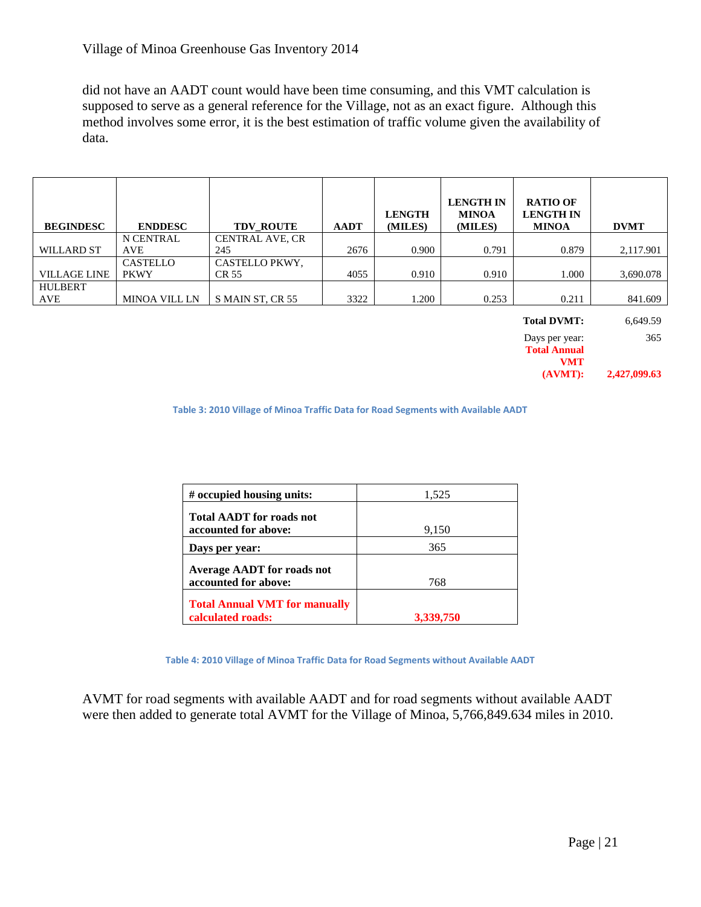did not have an AADT count would have been time consuming, and this VMT calculation is supposed to serve as a general reference for the Village, not as an exact figure. Although this method involves some error, it is the best estimation of traffic volume given the availability of data.

| BEGINDESC | ENDDESC | TDV_ROUTE | AADT | LENGTH (MILES) | LENGTH IN MINOA (MILES) | RATIO OF LENGTH IN MINOA | DVMT |
|---|---|---|---|---|---|---|---|
| WILLARD ST | N CENTRAL AVE | CENTRAL AVE, CR 245 | 2676 | 0.900 | 0.791 | 0.879 | 2,117.901 |
| VILLAGE LINE | CASTELLO PKWY | CASTELLO PKWY, CR 55 | 4055 | 0.910 | 0.910 | 1.000 | 3,690.078 |
| HULBERT AVE | MINOA VILL LN | S MAIN ST, CR 55 | 3322 | 1.200 | 0.253 | 0.211 | 841.609 |
| | | | | | | **Total DVMT:** | 6,649.59 |
| | | | | | | Days per year: | 365 |
| | | | | | | **Total Annual VMT (AVMT):** | **2,427,099.63** |

Table 3: 2010 Village of Minoa Traffic Data for Road Segments with Available AADT

| | |
|---|---|
| **# occupied housing units:** | 1,525 |
| **Total AADT for roads not accounted for above:** | 9,150 |
| **Days per year:** | 365 |
| **Average AADT for roads not accounted for above:** | 768 |
| **Total Annual VMT for manually calculated roads:** | **3,339,750** |

Table 4: 2010 Village of Minoa Traffic Data for Road Segments without Available AADT

AVMT for road segments with available AADT and for road segments without available AADT were then added to generate total AVMT for the Village of Minoa, 5,766,849.634 miles in 2010.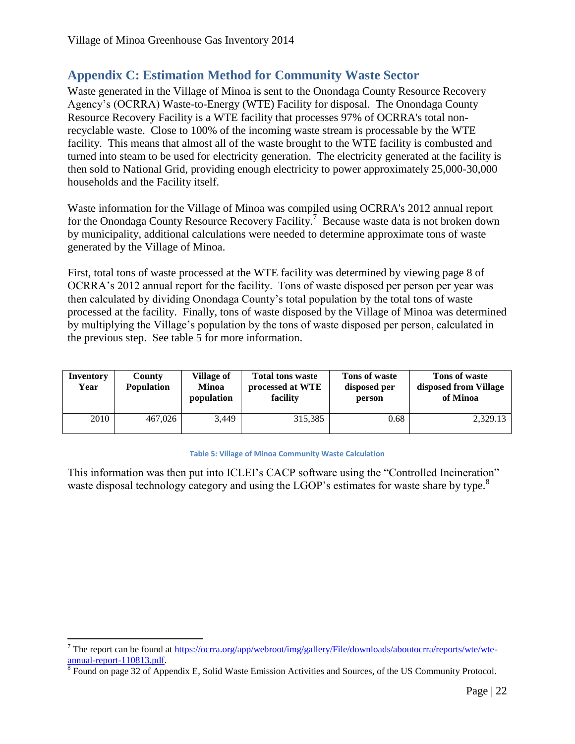## Appendix C: Estimation Method for Community Waste Sector

Waste generated in the Village of Minoa is sent to the Onondaga County Resource Recovery Agency's (OCRRA) Waste-to-Energy (WTE) Facility for disposal. The Onondaga County Resource Recovery Facility is a WTE facility that processes 97% of OCRRA's total non-recyclable waste. Close to 100% of the incoming waste stream is processable by the WTE facility. This means that almost all of the waste brought to the WTE facility is combusted and turned into steam to be used for electricity generation. The electricity generated at the facility is then sold to National Grid, providing enough electricity to power approximately 25,000-30,000 households and the Facility itself.

Waste information for the Village of Minoa was compiled using OCRRA's 2012 annual report for the Onondaga County Resource Recovery Facility.[7] Because waste data is not broken down by municipality, additional calculations were needed to determine approximate tons of waste generated by the Village of Minoa.

First, total tons of waste processed at the WTE facility was determined by viewing page 8 of OCRRA's 2012 annual report for the facility. Tons of waste disposed per person per year was then calculated by dividing Onondaga County's total population by the total tons of waste processed at the facility. Finally, tons of waste disposed by the Village of Minoa was determined by multiplying the Village's population by the tons of waste disposed per person, calculated in the previous step. See table 5 for more information.

| Inventory Year | County Population | Village of Minoa population | Total tons waste processed at WTE facility | Tons of waste disposed per person | Tons of waste disposed from Village of Minoa |
|---|---|---|---|---|---|
| 2010 | 467,026 | 3,449 | 315,385 | 0.68 | 2,329.13 |

Table 5: Village of Minoa Community Waste Calculation

This information was then put into ICLEI's CACP software using the "Controlled Incineration" waste disposal technology category and using the LGOP's estimates for waste share by type.[8]

[7] The report can be found at https://ocrra.org/app/webroot/img/gallery/File/downloads/aboutocrra/reports/wte/wte-annual-report-110813.pdf.

[8] Found on page 32 of Appendix E, Solid Waste Emission Activities and Sources, of the US Community Protocol.